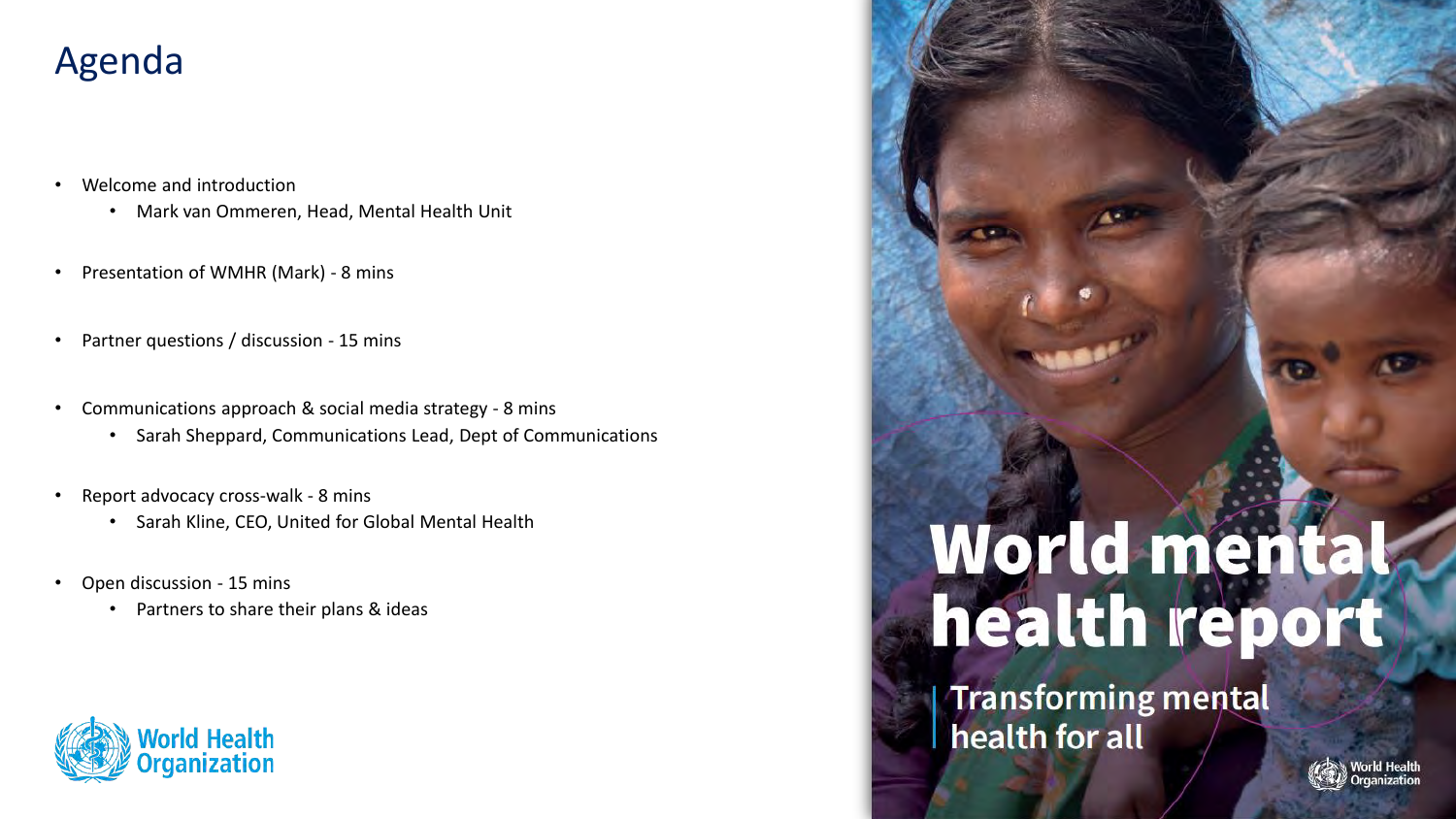# Agenda

- Welcome and introduction
  - Mark van Ommeren, Head, Mental Health Unit
- Presentation of WMHR (Mark) - 8 mins
- Partner questions / discussion - 15 mins
- Communications approach & social media strategy - 8 mins
  - Sarah Sheppard, Communications Lead, Dept of Communications
- Report advocacy cross-walk - 8 mins
  - Sarah Kline, CEO, United for Global Mental Health
- Open discussion - 15 mins
  - Partners to share their plans & ideas

World Health Organization

World mental health report

Transforming mental health for all

World Health Organization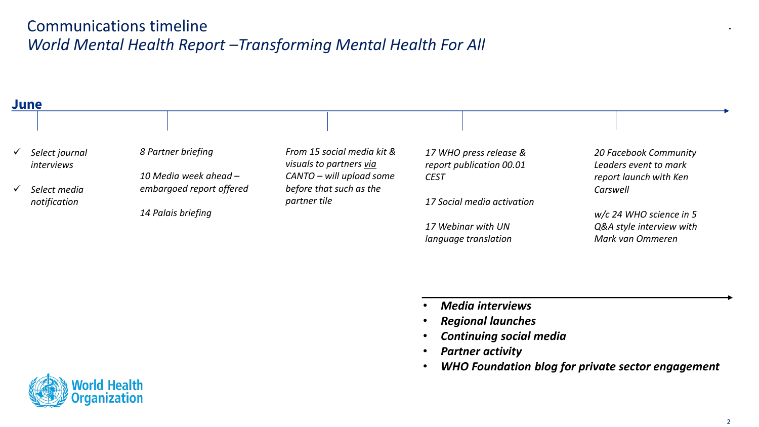# Communications timeline

## *World Mental Health Report –Transforming Mental Health For All*

**June**

- ✓ *Select journal interviews*
- ✓ *Select media notification*

*8 Partner briefing*

*10 Media week ahead – embargoed report offered*

*14 Palais briefing*

*From 15 social media kit & visuals to partners via CANTO – will upload some before that such as the partner tile*

*17 WHO press release & report publication 00.01 CEST*

*17 Social media activation*

*17 Webinar with UN language translation*

*20 Facebook Community Leaders event to mark report launch with Ken Carswell*

*w/c 24 WHO science in 5 Q&A style interview with Mark van Ommeren*

- ***Media interviews***
- ***Regional launches***
- ***Continuing social media***
- ***Partner activity***
- ***WHO Foundation blog for private sector engagement***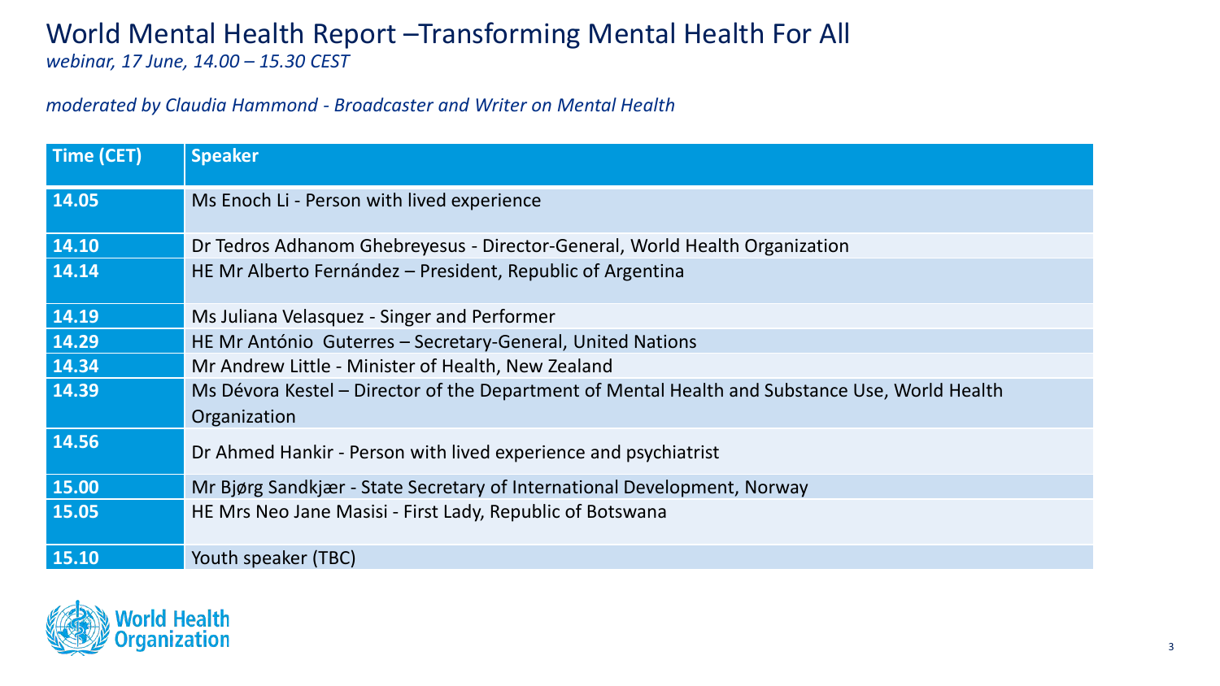# World Mental Health Report –Transforming Mental Health For All

*webinar, 17 June, 14.00 – 15.30 CEST*

*moderated by Claudia Hammond - Broadcaster and Writer on Mental Health*

| Time (CET) | Speaker |
|---|---|
| 14.05 | Ms Enoch Li - Person with lived experience |
| 14.10 | Dr Tedros Adhanom Ghebreyesus - Director-General, World Health Organization |
| 14.14 | HE Mr Alberto Fernández – President, Republic of Argentina |
| 14.19 | Ms Juliana Velasquez - Singer and Performer |
| 14.29 | HE Mr António Guterres – Secretary-General, United Nations |
| 14.34 | Mr Andrew Little - Minister of Health, New Zealand |
| 14.39 | Ms Dévora Kestel – Director of the Department of Mental Health and Substance Use, World Health Organization |
| 14.56 | Dr Ahmed Hankir - Person with lived experience and psychiatrist |
| 15.00 | Mr Bjørg Sandkjær - State Secretary of International Development, Norway |
| 15.05 | HE Mrs Neo Jane Masisi - First Lady, Republic of Botswana |
| 15.10 | Youth speaker (TBC) |

World Health Organization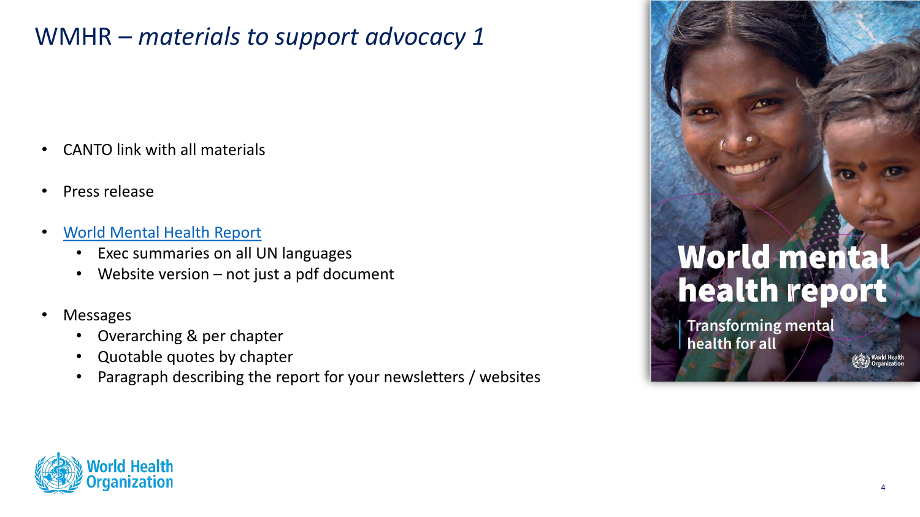# WMHR – *materials to support advocacy 1*

- CANTO link with all materials
- Press release
- [World Mental Health Report]()
  - Exec summaries on all UN languages
  - Website version – not just a pdf document
- Messages
  - Overarching & per chapter
  - Quotable quotes by chapter
  - Paragraph describing the report for your newsletters / websites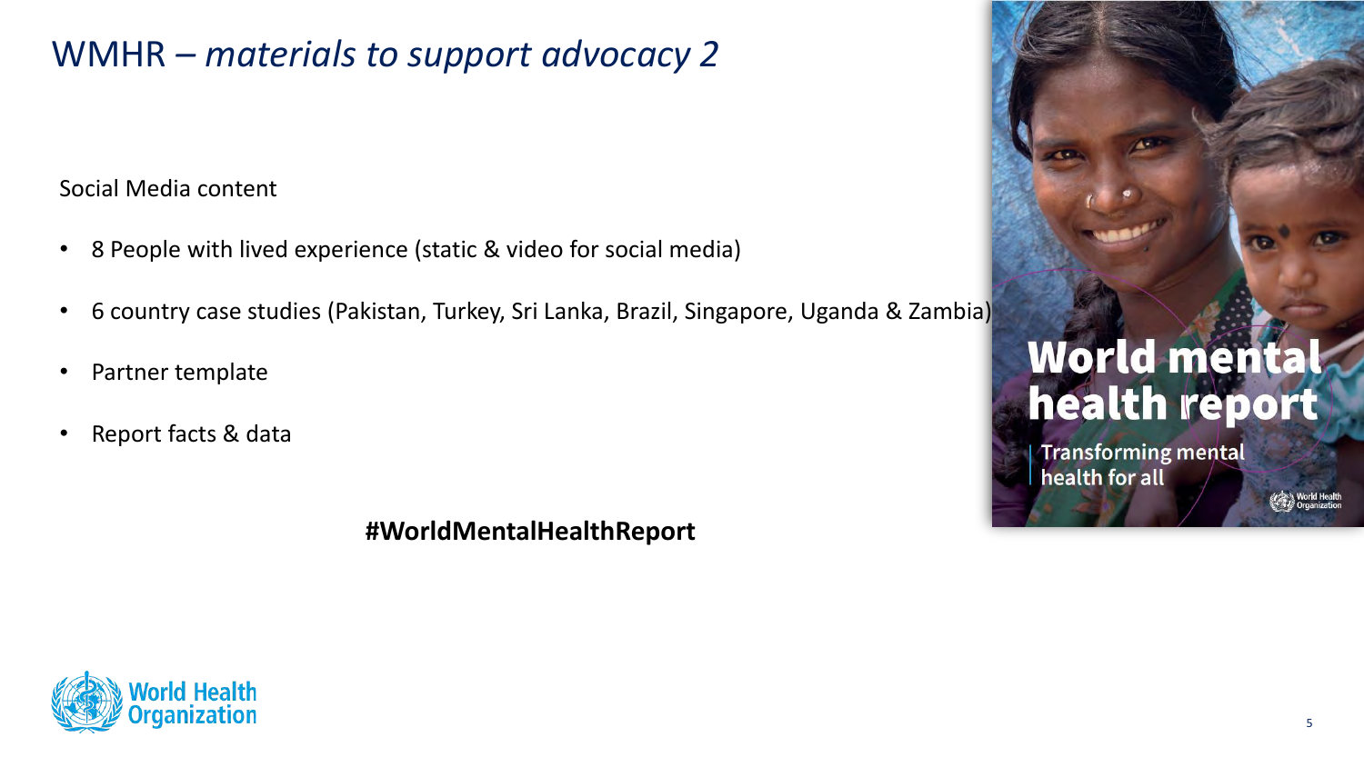# WMHR – *materials to support advocacy 2*

Social Media content

- 8 People with lived experience (static & video for social media)
- 6 country case studies (Pakistan, Turkey, Sri Lanka, Brazil, Singapore, Uganda & Zambia)
- Partner template
- Report facts & data

**#WorldMentalHealthReport**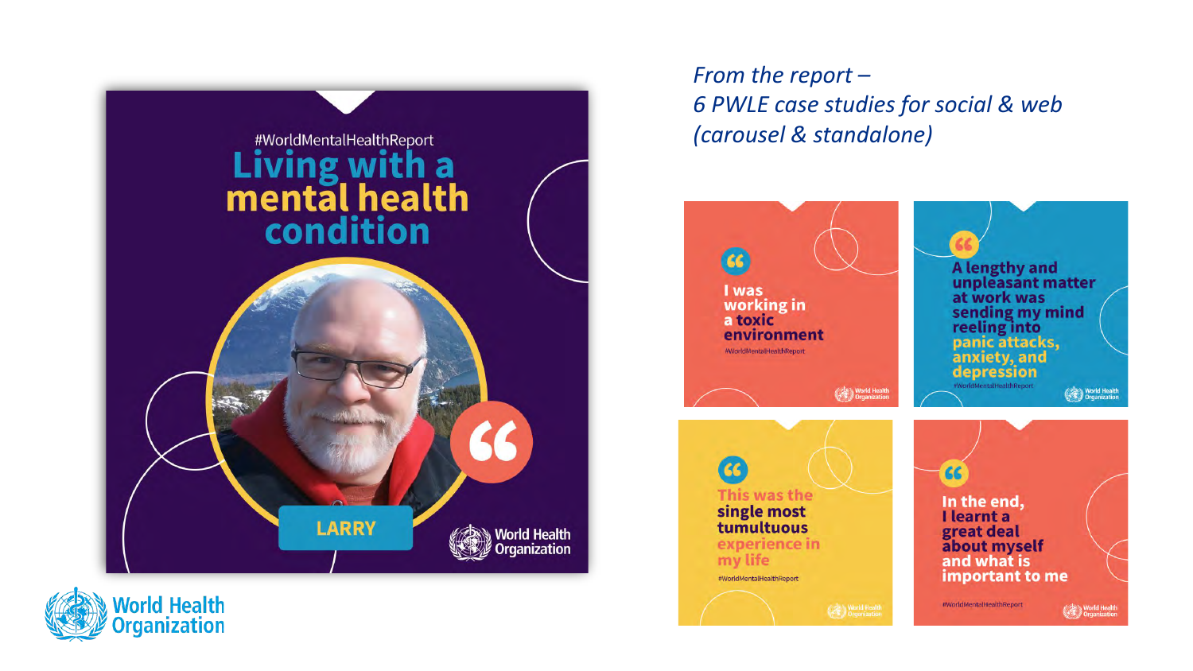*From the report –*
*6 PWLE case studies for social & web (carousel & standalone)*

#WorldMentalHealthReport

**Living with a mental health condition**

LARRY

World Health Organization

"I was working in a toxic environment"

#WorldMentalHealthReport

"A lengthy and unpleasant matter at work was sending my mind reeling into panic attacks, anxiety, and depression"

#WorldMentalHealthReport

"This was the single most tumultuous experience in my life"

#WorldMentalHealthReport

"In the end, I learnt a great deal about myself and what is important to me"

#WorldMentalHealthReport

World Health Organization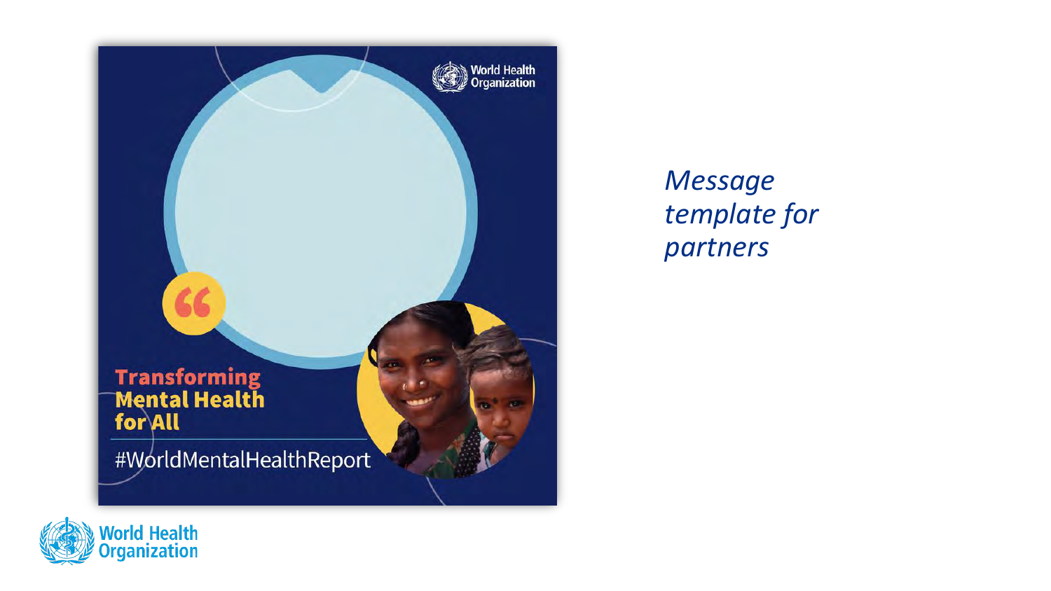Transforming Mental Health for All

#WorldMentalHealthReport

*Message template for partners*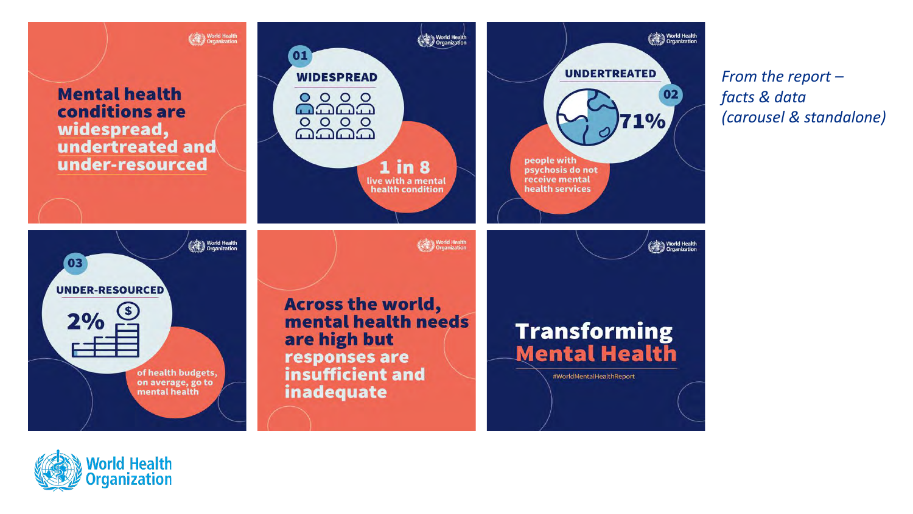Mental health conditions are widespread, undertreated and under-resourced

01

WIDESPREAD

1 in 8
live with a mental health condition

UNDERTREATED

02

71%

people with psychosis do not receive mental health services

03

UNDER-RESOURCED

2%

of health budgets, on average, go to mental health

Across the world, mental health needs are high but responses are insufficient and inadequate

Transforming Mental Health

#WorldMentalHealthReport

*From the report – facts & data (carousel & standalone)*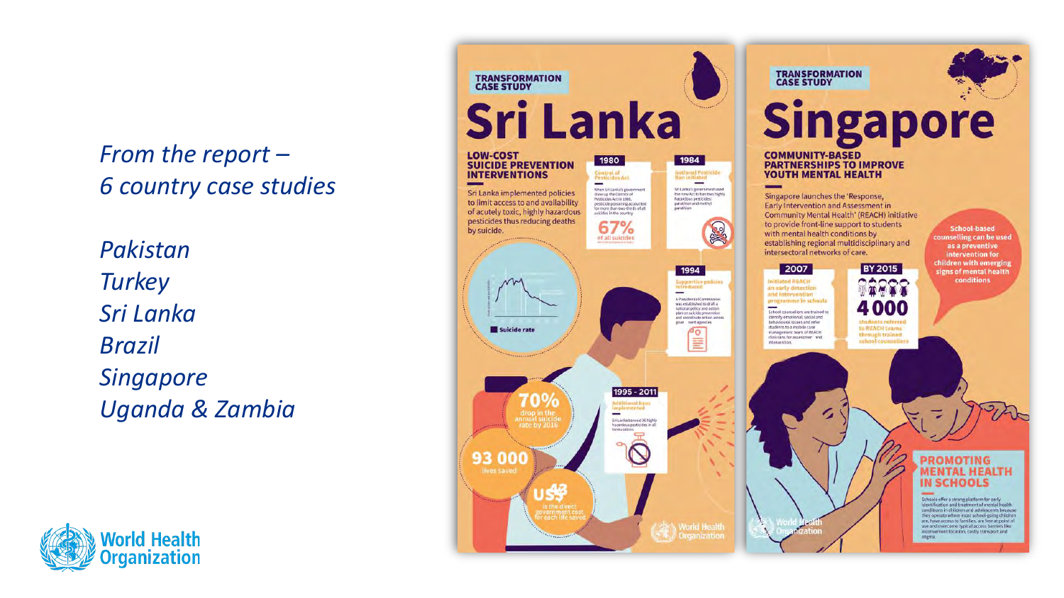*From the report –*
*6 country case studies*

*Pakistan*
*Turkey*
*Sri Lanka*
*Brazil*
*Singapore*
*Uganda & Zambia*

TRANSFORMATION CASE STUDY

# Sri Lanka

**LOW-COST SUICIDE PREVENTION INTERVENTIONS**

Sri Lanka implemented policies to limit access to and availability of acutely toxic, highly hazardous pesticides thus reducing deaths by suicide.

**1980** – Control of Pesticides Act

When Sri Lanka's government drew up the Control of Pesticides Act in 1980, pesticide poisoning accounted for more than two-thirds of all suicides in the country

67% of all suicides

**1984** – National Pesticide Ban initiated

Sri Lanka's government used the new Act to ban two highly hazardous pesticides parathion and methyl parathion

**1994** – Supportive policies introduced

A Presidential Commission was established to draft a national policy and action plan on suicide prevention and coordinate action across government agencies

**1995 - 2011** – Additional bans implemented

Sri Lanka banned 36 highly hazardous pesticides in all formulations

Suicide rate

70% drop in the annual suicide rate by 2016

93 000 lives saved

US$43 is the direct government cost for each life saved

TRANSFORMATION CASE STUDY

# Singapore

**COMMUNITY-BASED PARTNERSHIPS TO IMPROVE YOUTH MENTAL HEALTH**

Singapore launches the 'Response, Early Intervention and Assessment in Community Mental Health' (REACH) initiative to provide front-line support to students with mental health conditions by establishing regional multidisciplinary and intersectoral networks of care.

**2007** – Initiated REACH an early detection and intervention programme in schools

School counsellors are trained to identify emotional, social and behavioural issues and refer students to a mobile case management team of REACH clinicians for assessment and intervention.

**BY 2015** – 4000 students referred to REACH teams through trained school counsellors

School-based counselling can be used as a preventive intervention for children with emerging signs of mental health conditions

**PROMOTING MENTAL HEALTH IN SCHOOLS**

Schools offer a strong platform for early identification and treatment of mental health conditions in children and adolescents because they operate where most school-going children are, have access to families, are free at point of use and overcome typical access barriers like inconvenient locations, costly transport and stigma.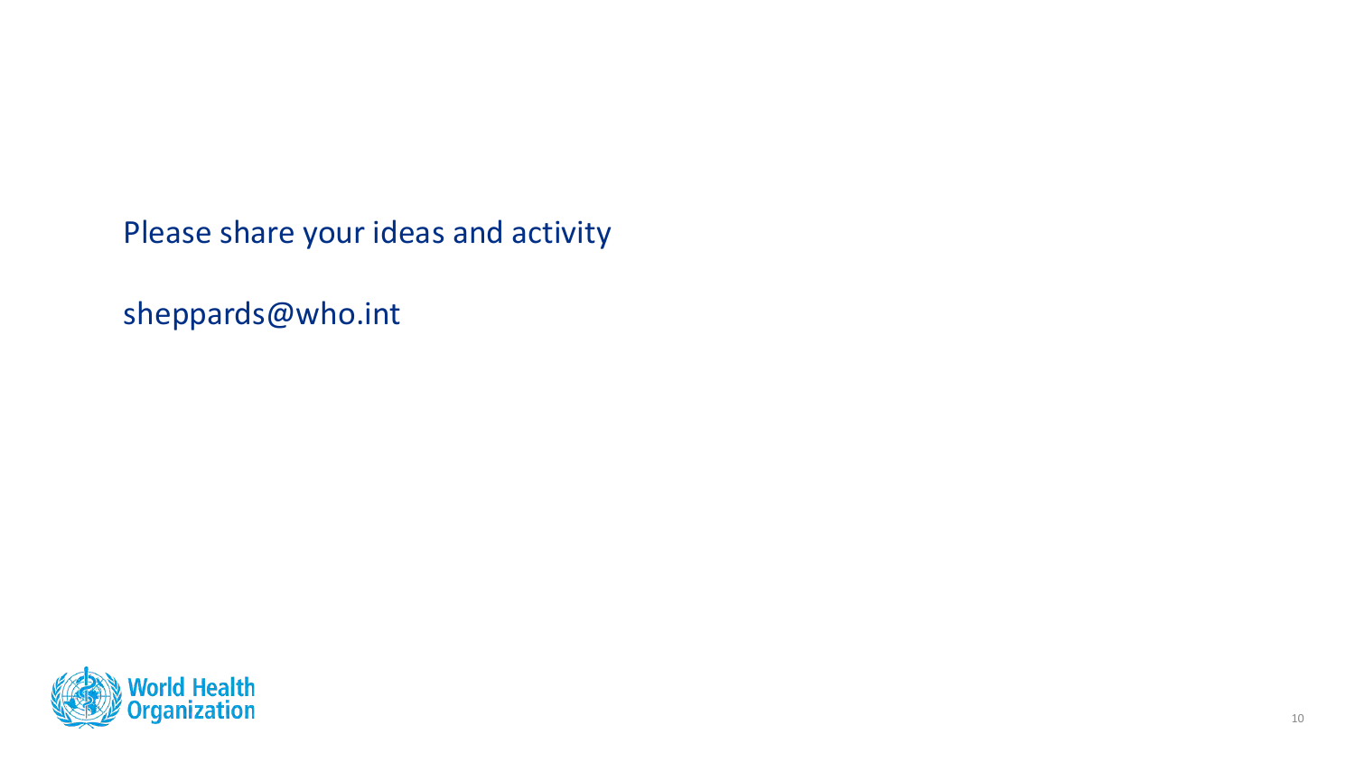Please share your ideas and activity

sheppards@who.int

World Health Organization